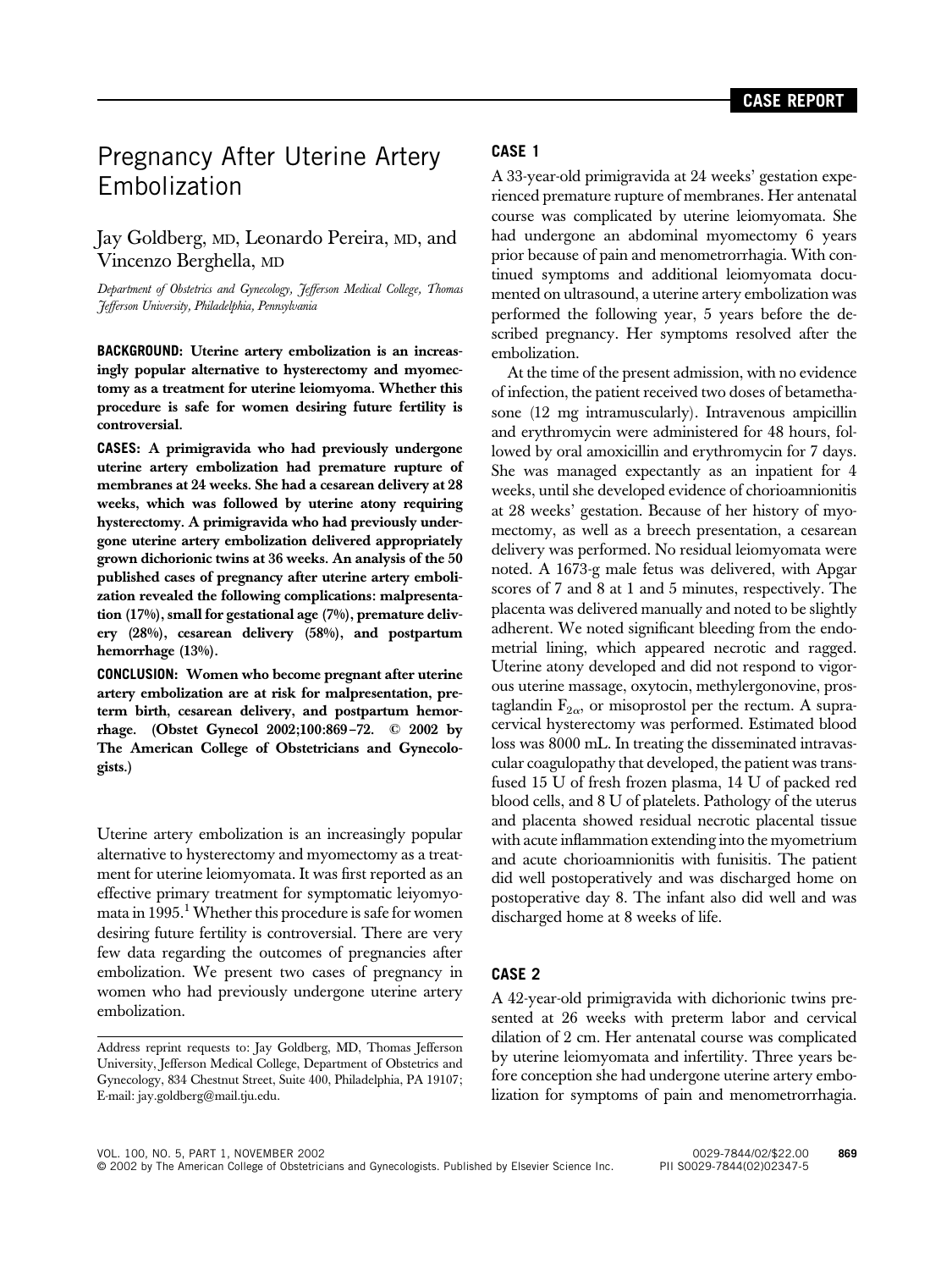CASE REPORT

# Pregnancy After Uterine Artery Embolization

Jay Goldberg, MD, Leonardo Pereira, MD, and Vincenzo Berghella, MD

*Department of Obstetrics and Gynecology, Jefferson Medical College, Thomas Jefferson University, Philadelphia, Pennsylvania*

**BACKGROUND: Uterine artery embolization is an increasingly popular alternative to hysterectomy and myomectomy as a treatment for uterine leiomyoma. Whether this procedure is safe for women desiring future fertility is controversial.**

**CASES: A primigravida who had previously undergone uterine artery embolization had premature rupture of membranes at 24 weeks. She had a cesarean delivery at 28 weeks, which was followed by uterine atony requiring hysterectomy. A primigravida who had previously undergone uterine artery embolization delivered appropriately grown dichorionic twins at 36 weeks. An analysis of the 50 published cases of pregnancy after uterine artery embolization revealed the following complications: malpresentation (17%), small for gestational age (7%), premature delivery (28%), cesarean delivery (58%), and postpartum hemorrhage (13%).**

**CONCLUSION: Women who become pregnant after uterine artery embolization are at risk for malpresentation, preterm birth, cesarean delivery, and postpartum hemorrhage. (Obstet Gynecol 2002;100:869–72. © 2002 by The American College of Obstetricians and Gynecologists.)**

Uterine artery embolization is an increasingly popular alternative to hysterectomy and myomectomy as a treatment for uterine leiomyomata. It was first reported as an effective primary treatment for symptomatic leiyomyomata in 1995.[1] Whether this procedure is safe for women desiring future fertility is controversial. There are very few data regarding the outcomes of pregnancies after embolization. We present two cases of pregnancy in women who had previously undergone uterine artery embolization.

Address reprint requests to: Jay Goldberg, MD, Thomas Jefferson University, Jefferson Medical College, Department of Obstetrics and Gynecology, 834 Chestnut Street, Suite 400, Philadelphia, PA 19107; E-mail: jay.goldberg@mail.tju.edu.

## CASE 1

A 33-year-old primigravida at 24 weeks' gestation experienced premature rupture of membranes. Her antenatal course was complicated by uterine leiomyomata. She had undergone an abdominal myomectomy 6 years prior because of pain and menometrorrhagia. With continued symptoms and additional leiomyomata documented on ultrasound, a uterine artery embolization was performed the following year, 5 years before the described pregnancy. Her symptoms resolved after the embolization.

At the time of the present admission, with no evidence of infection, the patient received two doses of betamethasone (12 mg intramuscularly). Intravenous ampicillin and erythromycin were administered for 48 hours, followed by oral amoxicillin and erythromycin for 7 days. She was managed expectantly as an inpatient for 4 weeks, until she developed evidence of chorioamnionitis at 28 weeks' gestation. Because of her history of myomectomy, as well as a breech presentation, a cesarean delivery was performed. No residual leiomyomata were noted. A 1673-g male fetus was delivered, with Apgar scores of 7 and 8 at 1 and 5 minutes, respectively. The placenta was delivered manually and noted to be slightly adherent. We noted significant bleeding from the endometrial lining, which appeared necrotic and ragged. Uterine atony developed and did not respond to vigorous uterine massage, oxytocin, methylergonovine, prostaglandin $F_{2\alpha}$, or misoprostol per the rectum. A supracervical hysterectomy was performed. Estimated blood loss was 8000 mL. In treating the disseminated intravascular coagulopathy that developed, the patient was transfused 15 U of fresh frozen plasma, 14 U of packed red blood cells, and 8 U of platelets. Pathology of the uterus and placenta showed residual necrotic placental tissue with acute inflammation extending into the myometrium and acute chorioamnionitis with funisitis. The patient did well postoperatively and was discharged home on postoperative day 8. The infant also did well and was discharged home at 8 weeks of life.

## CASE 2

A 42-year-old primigravida with dichorionic twins presented at 26 weeks with preterm labor and cervical dilation of 2 cm. Her antenatal course was complicated by uterine leiomyomata and infertility. Three years before conception she had undergone uterine artery embolization for symptoms of pain and menometrorrhagia.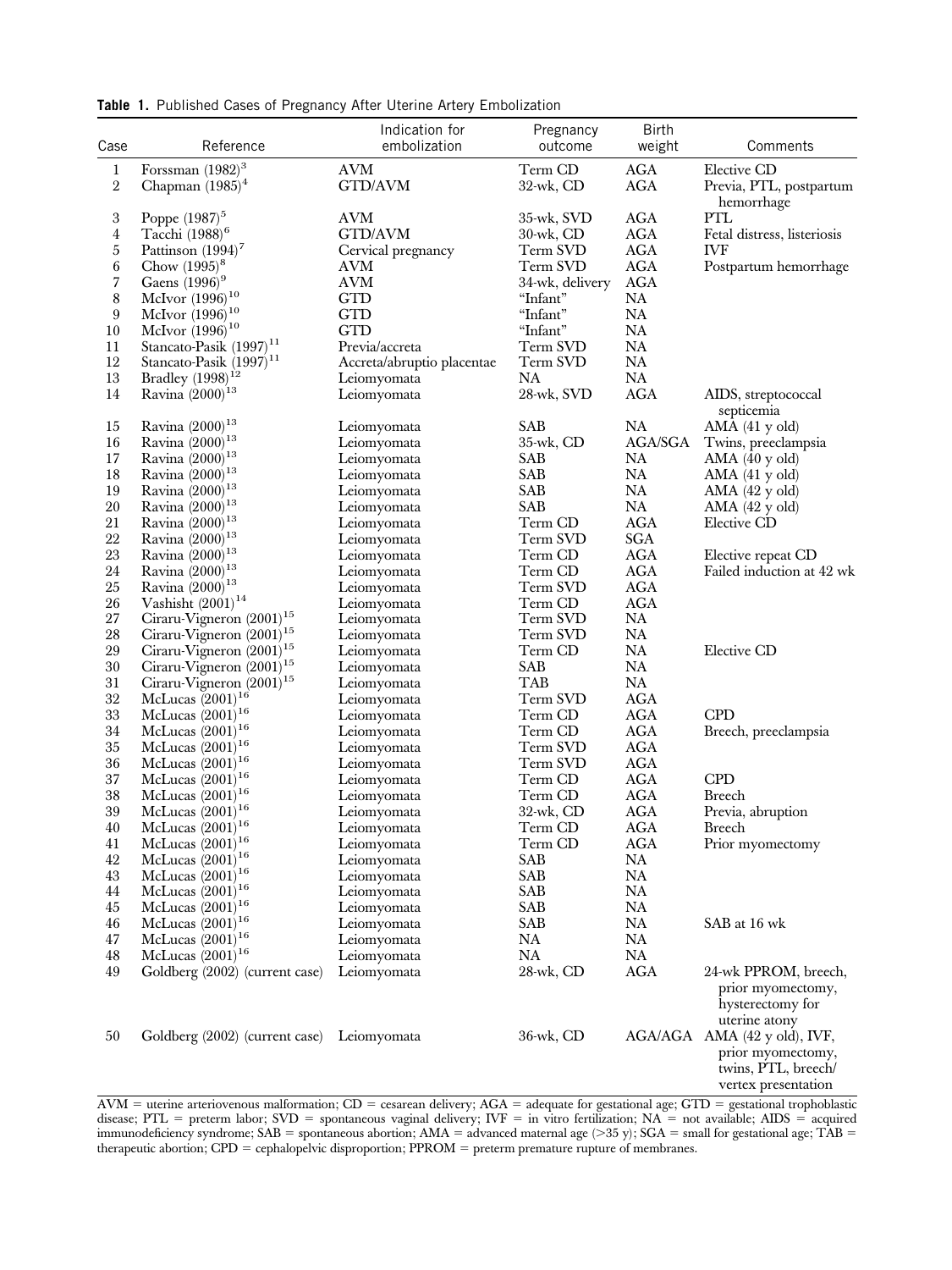**Table 1.** Published Cases of Pregnancy After Uterine Artery Embolization

| Case | Reference | Indication for embolization | Pregnancy outcome | Birth weight | Comments |
|---|---|---|---|---|---|
| 1 | Forssman (1982)[3] | AVM | Term CD | AGA | Elective CD |
| 2 | Chapman (1985)[4] | GTD/AVM | 32-wk, CD | AGA | Previa, PTL, postpartum hemorrhage |
| 3 | Poppe (1987)[5] | AVM | 35-wk, SVD | AGA | PTL |
| 4 | Tacchi (1988)[6] | GTD/AVM | 30-wk, CD | AGA | Fetal distress, listeriosis |
| 5 | Pattinson (1994)[7] | Cervical pregnancy | Term SVD | AGA | IVF |
| 6 | Chow (1995)[8] | AVM | Term SVD | AGA | Postpartum hemorrhage |
| 7 | Gaens (1996)[9] | AVM | 34-wk, delivery | AGA | |
| 8 | McIvor (1996)[10] | GTD | "Infant" | NA | |
| 9 | McIvor (1996)[10] | GTD | "Infant" | NA | |
| 10 | McIvor (1996)[10] | GTD | "Infant" | NA | |
| 11 | Stancato-Pasik (1997)[11] | Previa/accreta | Term SVD | NA | |
| 12 | Stancato-Pasik (1997)[11] | Accreta/abruptio placentae | Term SVD | NA | |
| 13 | Bradley (1998)[12] | Leiomyomata | NA | NA | |
| 14 | Ravina (2000)[13] | Leiomyomata | 28-wk, SVD | AGA | AIDS, streptococcal septicemia |
| 15 | Ravina (2000)[13] | Leiomyomata | SAB | NA | AMA (41 y old) |
| 16 | Ravina (2000)[13] | Leiomyomata | 35-wk, CD | AGA/SGA | Twins, preeclampsia |
| 17 | Ravina (2000)[13] | Leiomyomata | SAB | NA | AMA (40 y old) |
| 18 | Ravina (2000)[13] | Leiomyomata | SAB | NA | AMA (41 y old) |
| 19 | Ravina (2000)[13] | Leiomyomata | SAB | NA | AMA (42 y old) |
| 20 | Ravina (2000)[13] | Leiomyomata | SAB | NA | AMA (42 y old) |
| 21 | Ravina (2000)[13] | Leiomyomata | Term CD | AGA | Elective CD |
| 22 | Ravina (2000)[13] | Leiomyomata | Term SVD | SGA | |
| 23 | Ravina (2000)[13] | Leiomyomata | Term CD | AGA | Elective repeat CD |
| 24 | Ravina (2000)[13] | Leiomyomata | Term CD | AGA | Failed induction at 42 wk |
| 25 | Ravina (2000)[13] | Leiomyomata | Term SVD | AGA | |
| 26 | Vashisht (2001)[14] | Leiomyomata | Term CD | AGA | |
| 27 | Ciraru-Vigneron (2001)[15] | Leiomyomata | Term SVD | NA | |
| 28 | Ciraru-Vigneron (2001)[15] | Leiomyomata | Term SVD | NA | |
| 29 | Ciraru-Vigneron (2001)[15] | Leiomyomata | Term CD | NA | Elective CD |
| 30 | Ciraru-Vigneron (2001)[15] | Leiomyomata | SAB | NA | |
| 31 | Ciraru-Vigneron (2001)[15] | Leiomyomata | TAB | NA | |
| 32 | McLucas (2001)[16] | Leiomyomata | Term SVD | AGA | |
| 33 | McLucas (2001)[16] | Leiomyomata | Term CD | AGA | CPD |
| 34 | McLucas (2001)[16] | Leiomyomata | Term CD | AGA | Breech, preeclampsia |
| 35 | McLucas (2001)[16] | Leiomyomata | Term SVD | AGA | |
| 36 | McLucas (2001)[16] | Leiomyomata | Term SVD | AGA | |
| 37 | McLucas (2001)[16] | Leiomyomata | Term CD | AGA | CPD |
| 38 | McLucas (2001)[16] | Leiomyomata | Term CD | AGA | Breech |
| 39 | McLucas (2001)[16] | Leiomyomata | 32-wk, CD | AGA | Previa, abruption |
| 40 | McLucas (2001)[16] | Leiomyomata | Term CD | AGA | Breech |
| 41 | McLucas (2001)[16] | Leiomyomata | Term CD | AGA | Prior myomectomy |
| 42 | McLucas (2001)[16] | Leiomyomata | SAB | NA | |
| 43 | McLucas (2001)[16] | Leiomyomata | SAB | NA | |
| 44 | McLucas (2001)[16] | Leiomyomata | SAB | NA | |
| 45 | McLucas (2001)[16] | Leiomyomata | SAB | NA | |
| 46 | McLucas (2001)[16] | Leiomyomata | SAB | NA | SAB at 16 wk |
| 47 | McLucas (2001)[16] | Leiomyomata | NA | NA | |
| 48 | McLucas (2001)[16] | Leiomyomata | NA | NA | |
| 49 | Goldberg (2002) (current case) | Leiomyomata | 28-wk, CD | AGA | 24-wk PPROM, breech, prior myomectomy, hysterectomy for uterine atony |
| 50 | Goldberg (2002) (current case) | Leiomyomata | 36-wk, CD | AGA/AGA | AMA (42 y old), IVF, prior myomectomy, twins, PTL, breech/vertex presentation |

AVM = uterine arteriovenous malformation; CD = cesarean delivery; AGA = adequate for gestational age; GTD = gestational trophoblastic disease; PTL = preterm labor; SVD = spontaneous vaginal delivery; IVF = in vitro fertilization; NA = not available; AIDS = acquired immunodeficiency syndrome; SAB = spontaneous abortion; AMA = advanced maternal age (>35 y); SGA = small for gestational age; TAB = therapeutic abortion; CPD = cephalopelvic disproportion; PPROM = preterm premature rupture of membranes.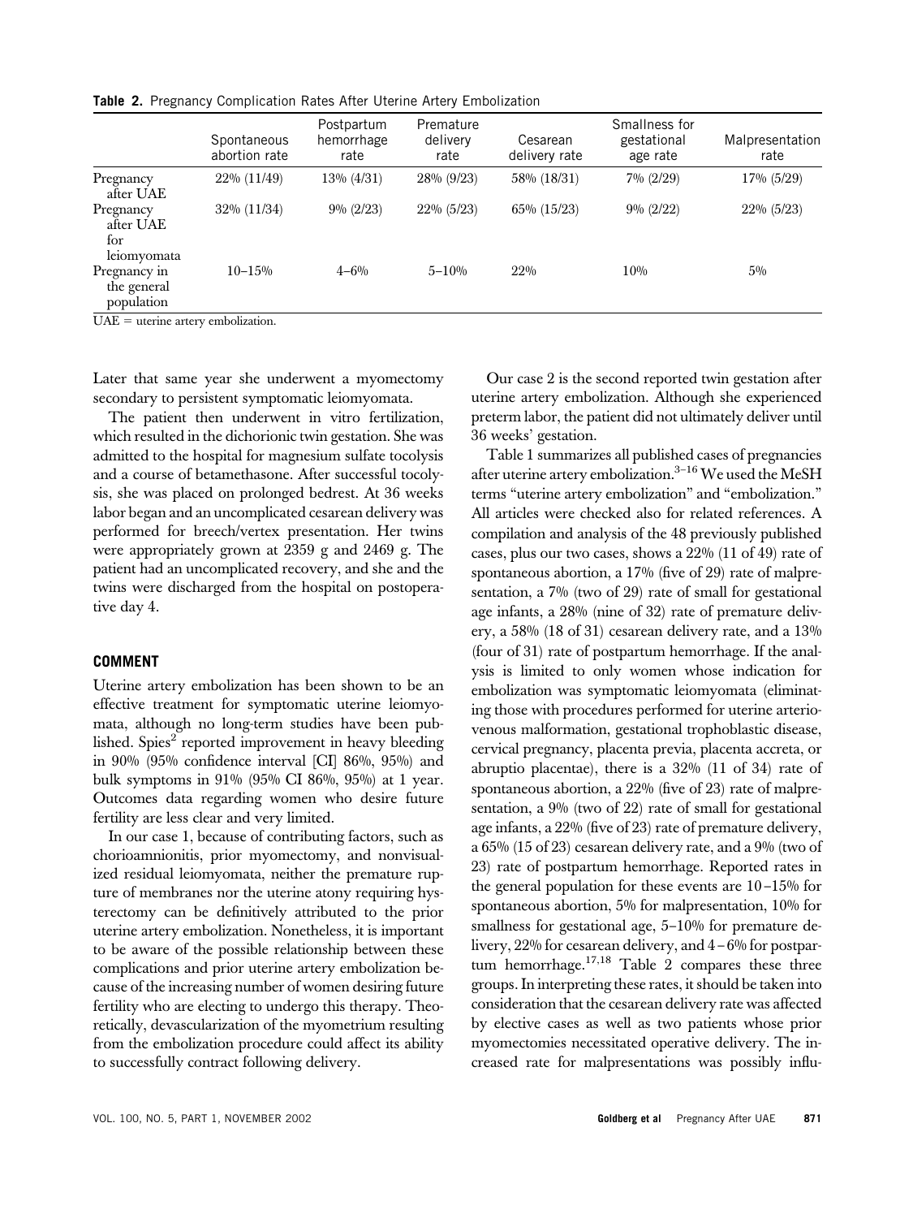**Table 2.** Pregnancy Complication Rates After Uterine Artery Embolization

| | Spontaneous abortion rate | Postpartum hemorrhage rate | Premature delivery rate | Cesarean delivery rate | Smallness for gestational age rate | Malpresentation rate |
|---|---|---|---|---|---|---|
| Pregnancy after UAE | 22% (11/49) | 13% (4/31) | 28% (9/23) | 58% (18/31) | 7% (2/29) | 17% (5/29) |
| Pregnancy after UAE for leiomyomata | 32% (11/34) | 9% (2/23) | 22% (5/23) | 65% (15/23) | 9% (2/22) | 22% (5/23) |
| Pregnancy in the general population | 10–15% | 4–6% | 5–10% | 22% | 10% | 5% |

UAE = uterine artery embolization.

Later that same year she underwent a myomectomy secondary to persistent symptomatic leiomyomata.

The patient then underwent in vitro fertilization, which resulted in the dichorionic twin gestation. She was admitted to the hospital for magnesium sulfate tocolysis and a course of betamethasone. After successful tocolysis, she was placed on prolonged bedrest. At 36 weeks labor began and an uncomplicated cesarean delivery was performed for breech/vertex presentation. Her twins were appropriately grown at 2359 g and 2469 g. The patient had an uncomplicated recovery, and she and the twins were discharged from the hospital on postoperative day 4.

## COMMENT

Uterine artery embolization has been shown to be an effective treatment for symptomatic uterine leiomyomata, although no long-term studies have been published. Spies[2] reported improvement in heavy bleeding in 90% (95% confidence interval [CI] 86%, 95%) and bulk symptoms in 91% (95% CI 86%, 95%) at 1 year. Outcomes data regarding women who desire future fertility are less clear and very limited.

In our case 1, because of contributing factors, such as chorioamnionitis, prior myomectomy, and nonvisualized residual leiomyomata, neither the premature rupture of membranes nor the uterine atony requiring hysterectomy can be definitively attributed to the prior uterine artery embolization. Nonetheless, it is important to be aware of the possible relationship between these complications and prior uterine artery embolization because of the increasing number of women desiring future fertility who are electing to undergo this therapy. Theoretically, devascularization of the myometrium resulting from the embolization procedure could affect its ability to successfully contract following delivery.

Our case 2 is the second reported twin gestation after uterine artery embolization. Although she experienced preterm labor, the patient did not ultimately deliver until 36 weeks' gestation.

Table 1 summarizes all published cases of pregnancies after uterine artery embolization.[3–16] We used the MeSH terms "uterine artery embolization" and "embolization." All articles were checked also for related references. A compilation and analysis of the 48 previously published cases, plus our two cases, shows a 22% (11 of 49) rate of spontaneous abortion, a 17% (five of 29) rate of malpresentation, a 7% (two of 29) rate of small for gestational age infants, a 28% (nine of 32) rate of premature delivery, a 58% (18 of 31) cesarean delivery rate, and a 13% (four of 31) rate of postpartum hemorrhage. If the analysis is limited to only women whose indication for embolization was symptomatic leiomyomata (eliminating those with procedures performed for uterine arteriovenous malformation, gestational trophoblastic disease, cervical pregnancy, placenta previa, placenta accreta, or abruptio placentae), there is a 32% (11 of 34) rate of spontaneous abortion, a 22% (five of 23) rate of malpresentation, a 9% (two of 22) rate of small for gestational age infants, a 22% (five of 23) rate of premature delivery, a 65% (15 of 23) cesarean delivery rate, and a 9% (two of 23) rate of postpartum hemorrhage. Reported rates in the general population for these events are 10–15% for spontaneous abortion, 5% for malpresentation, 10% for smallness for gestational age, 5–10% for premature delivery, 22% for cesarean delivery, and 4–6% for postpartum hemorrhage.[17,18] Table 2 compares these three groups. In interpreting these rates, it should be taken into consideration that the cesarean delivery rate was affected by elective cases as well as two patients whose prior myomectomies necessitated operative delivery. The increased rate for malpresentations was possibly influ-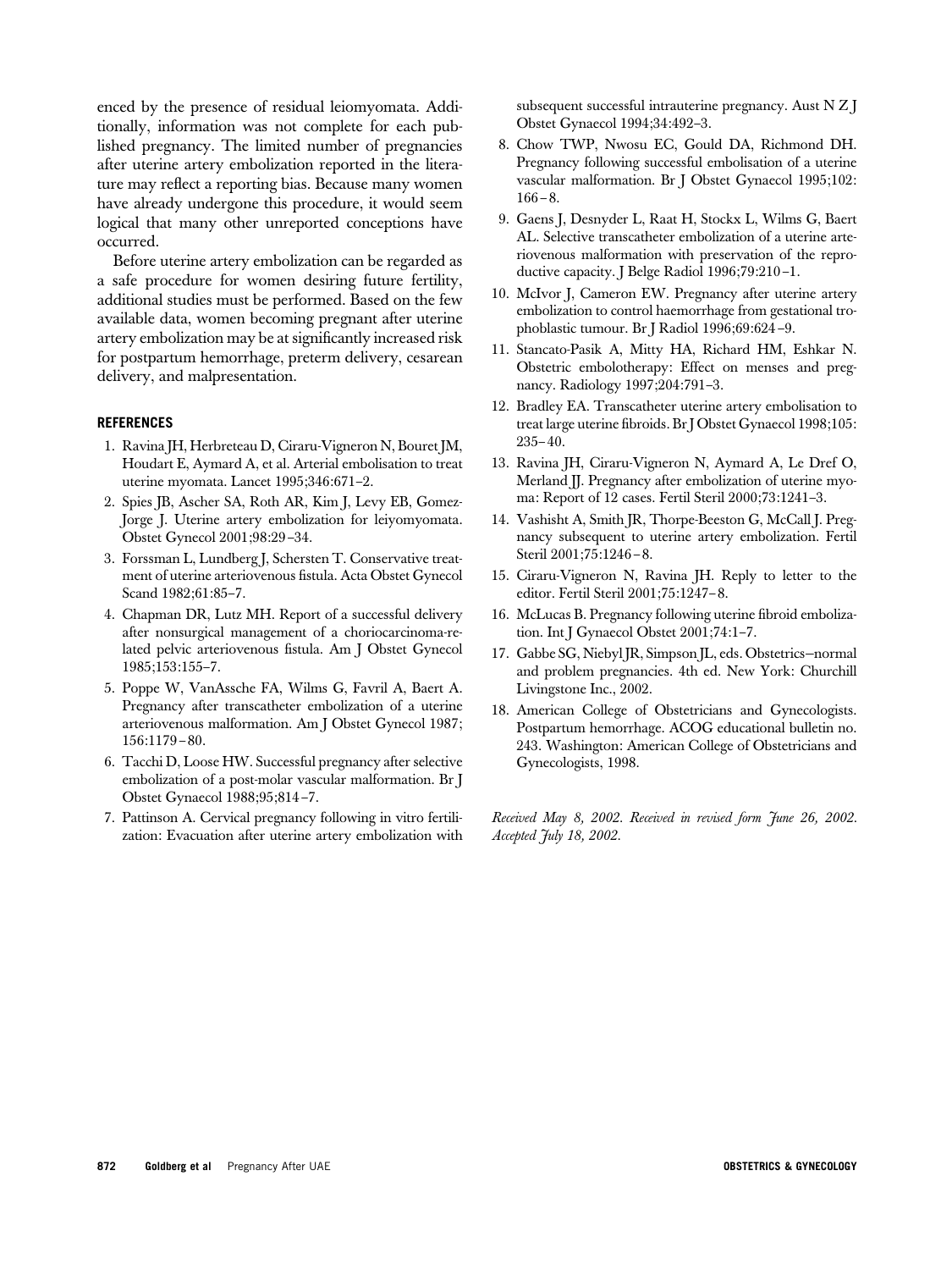enced by the presence of residual leiomyomata. Additionally, information was not complete for each published pregnancy. The limited number of pregnancies after uterine artery embolization reported in the literature may reflect a reporting bias. Because many women have already undergone this procedure, it would seem logical that many other unreported conceptions have occurred.

Before uterine artery embolization can be regarded as a safe procedure for women desiring future fertility, additional studies must be performed. Based on the few available data, women becoming pregnant after uterine artery embolization may be at significantly increased risk for postpartum hemorrhage, preterm delivery, cesarean delivery, and malpresentation.

## REFERENCES

1. Ravina JH, Herbreteau D, Ciraru-Vigneron N, Bouret JM, Houdart E, Aymard A, et al. Arterial embolisation to treat uterine myomata. Lancet 1995;346:671–2.
2. Spies JB, Ascher SA, Roth AR, Kim J, Levy EB, Gomez-Jorge J. Uterine artery embolization for leiyomyomata. Obstet Gynecol 2001;98:29–34.
3. Forssman L, Lundberg J, Schersten T. Conservative treatment of uterine arteriovenous fistula. Acta Obstet Gynecol Scand 1982;61:85–7.
4. Chapman DR, Lutz MH. Report of a successful delivery after nonsurgical management of a choriocarcinoma-related pelvic arteriovenous fistula. Am J Obstet Gynecol 1985;153:155–7.
5. Poppe W, VanAssche FA, Wilms G, Favril A, Baert A. Pregnancy after transcatheter embolization of a uterine arteriovenous malformation. Am J Obstet Gynecol 1987; 156:1179–80.
6. Tacchi D, Loose HW. Successful pregnancy after selective embolization of a post-molar vascular malformation. Br J Obstet Gynaecol 1988;95;814–7.
7. Pattinson A. Cervical pregnancy following in vitro fertilization: Evacuation after uterine artery embolization with subsequent successful intrauterine pregnancy. Aust N Z J Obstet Gynaecol 1994;34:492–3.
8. Chow TWP, Nwosu EC, Gould DA, Richmond DH. Pregnancy following successful embolisation of a uterine vascular malformation. Br J Obstet Gynaecol 1995;102: 166–8.
9. Gaens J, Desnyder L, Raat H, Stockx L, Wilms G, Baert AL. Selective transcatheter embolization of a uterine arteriovenous malformation with preservation of the reproductive capacity. J Belge Radiol 1996;79:210–1.
10. McIvor J, Cameron EW. Pregnancy after uterine artery embolization to control haemorrhage from gestational trophoblastic tumour. Br J Radiol 1996;69:624–9.
11. Stancato-Pasik A, Mitty HA, Richard HM, Eshkar N. Obstetric embolotherapy: Effect on menses and pregnancy. Radiology 1997;204:791–3.
12. Bradley EA. Transcatheter uterine artery embolisation to treat large uterine fibroids. Br J Obstet Gynaecol 1998;105: 235–40.
13. Ravina JH, Ciraru-Vigneron N, Aymard A, Le Dref O, Merland JJ. Pregnancy after embolization of uterine myoma: Report of 12 cases. Fertil Steril 2000;73:1241–3.
14. Vashisht A, Smith JR, Thorpe-Beeston G, McCall J. Pregnancy subsequent to uterine artery embolization. Fertil Steril 2001;75:1246–8.
15. Ciraru-Vigneron N, Ravina JH. Reply to letter to the editor. Fertil Steril 2001;75:1247–8.
16. McLucas B. Pregnancy following uterine fibroid embolization. Int J Gynaecol Obstet 2001;74:1–7.
17. Gabbe SG, Niebyl JR, Simpson JL, eds. Obstetrics—normal and problem pregnancies. 4th ed. New York: Churchill Livingstone Inc., 2002.
18. American College of Obstetricians and Gynecologists. Postpartum hemorrhage. ACOG educational bulletin no. 243. Washington: American College of Obstetricians and Gynecologists, 1998.

*Received May 8, 2002. Received in revised form June 26, 2002. Accepted July 18, 2002.*